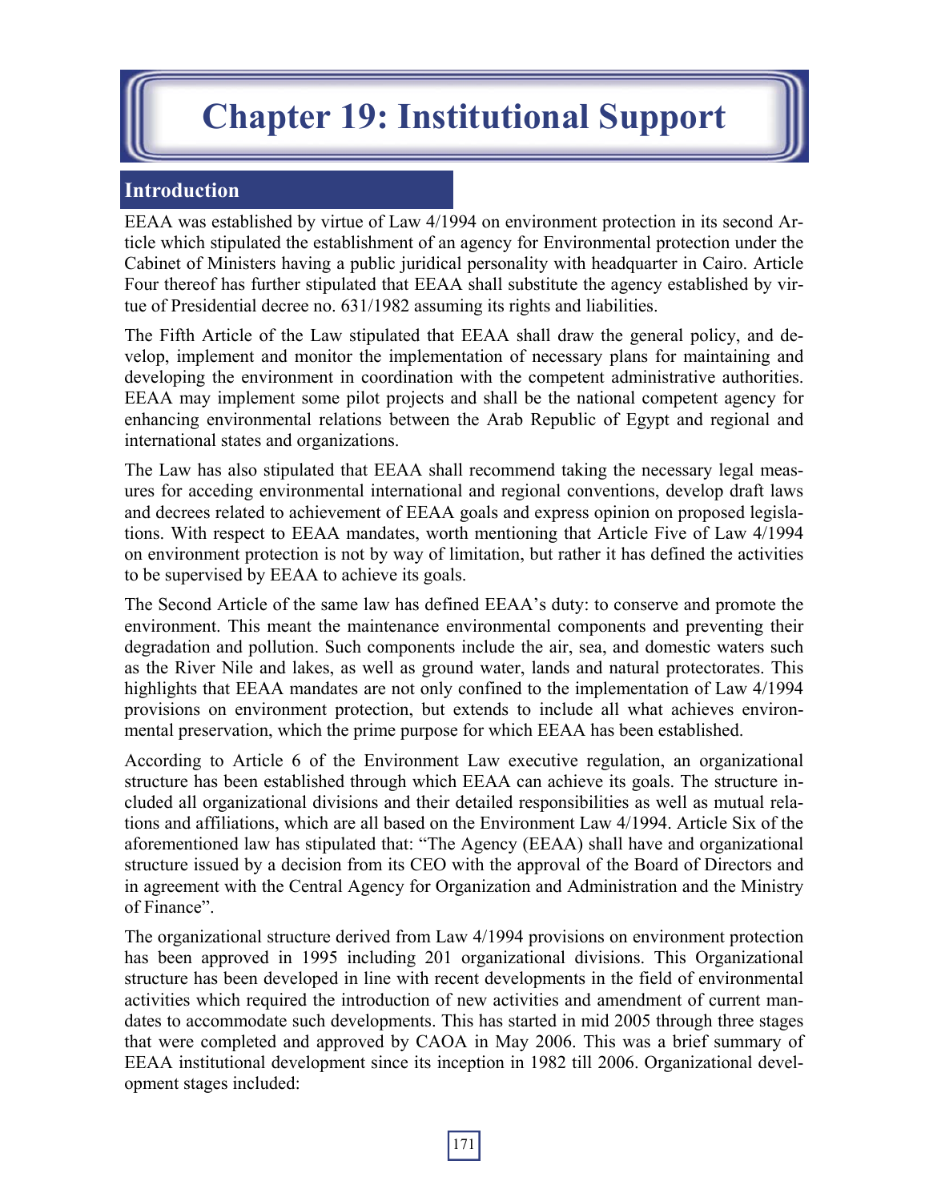# Chapter 19: Institutional Support

## Introduction

EEAA was established by virtue of Law 4/1994 on environment protection in its second Article which stipulated the establishment of an agency for Environmental protection under the Cabinet of Ministers having a public juridical personality with headquarter in Cairo. Article Four thereof has further stipulated that EEAA shall substitute the agency established by virtue of Presidential decree no. 631/1982 assuming its rights and liabilities.

The Fifth Article of the Law stipulated that EEAA shall draw the general policy, and develop, implement and monitor the implementation of necessary plans for maintaining and developing the environment in coordination with the competent administrative authorities. EEAA may implement some pilot projects and shall be the national competent agency for enhancing environmental relations between the Arab Republic of Egypt and regional and international states and organizations.

The Law has also stipulated that EEAA shall recommend taking the necessary legal measures for acceding environmental international and regional conventions, develop draft laws and decrees related to achievement of EEAA goals and express opinion on proposed legislations. With respect to EEAA mandates, worth mentioning that Article Five of Law 4/1994 on environment protection is not by way of limitation, but rather it has defined the activities to be supervised by EEAA to achieve its goals.

The Second Article of the same law has defined EEAA's duty: to conserve and promote the environment. This meant the maintenance environmental components and preventing their degradation and pollution. Such components include the air, sea, and domestic waters such as the River Nile and lakes, as well as ground water, lands and natural protectorates. This highlights that EEAA mandates are not only confined to the implementation of Law 4/1994 provisions on environment protection, but extends to include all what achieves environmental preservation, which the prime purpose for which EEAA has been established.

According to Article 6 of the Environment Law executive regulation, an organizational structure has been established through which EEAA can achieve its goals. The structure included all organizational divisions and their detailed responsibilities as well as mutual relations and affiliations, which are all based on the Environment Law 4/1994. Article Six of the aforementioned law has stipulated that: "The Agency (EEAA) shall have and organizational structure issued by a decision from its CEO with the approval of the Board of Directors and in agreement with the Central Agency for Organization and Administration and the Ministry of Finance".

The organizational structure derived from Law 4/1994 provisions on environment protection has been approved in 1995 including 201 organizational divisions. This Organizational structure has been developed in line with recent developments in the field of environmental activities which required the introduction of new activities and amendment of current mandates to accommodate such developments. This has started in mid 2005 through three stages that were completed and approved by CAOA in May 2006. This was a brief summary of EEAA institutional development since its inception in 1982 till 2006. Organizational development stages included: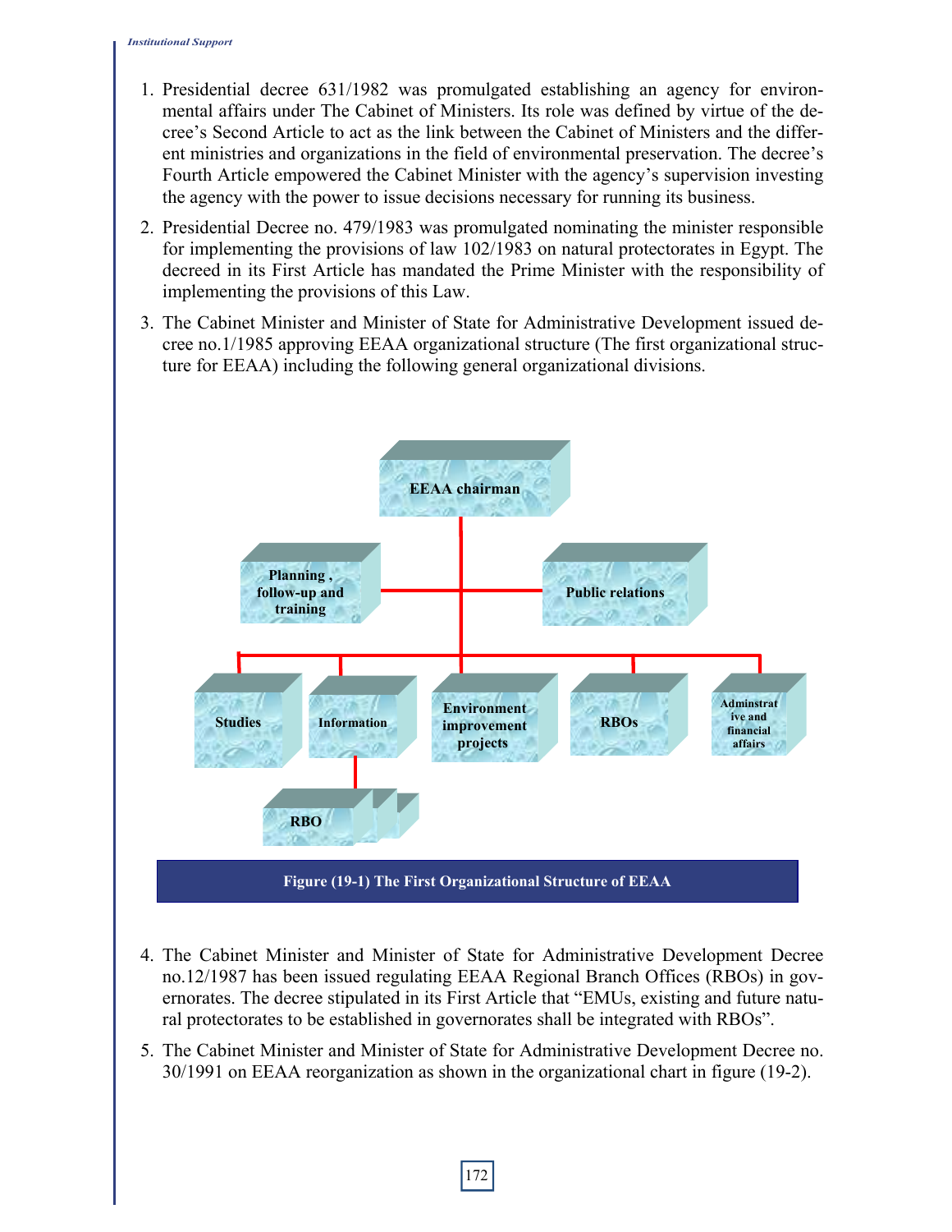1. Presidential decree 631/1982 was promulgated establishing an agency for environmental affairs under The Cabinet of Ministers. Its role was defined by virtue of the decree's Second Article to act as the link between the Cabinet of Ministers and the different ministries and organizations in the field of environmental preservation. The decree's Fourth Article empowered the Cabinet Minister with the agency's supervision investing the agency with the power to issue decisions necessary for running its business.

2. Presidential Decree no. 479/1983 was promulgated nominating the minister responsible for implementing the provisions of law 102/1983 on natural protectorates in Egypt. The decreed in its First Article has mandated the Prime Minister with the responsibility of implementing the provisions of this Law.

3. The Cabinet Minister and Minister of State for Administrative Development issued decree no.1/1985 approving EEAA organizational structure (The first organizational structure for EEAA) including the following general organizational divisions.

- EEAA chairman
  - Planning , follow-up and training
  - Public relations
  - Studies
  - Information
    - RBO
  - Environment improvement projects
  - RBOs
  - Adminstrative and financial affairs

**Figure (19-1) The First Organizational Structure of EEAA**

4. The Cabinet Minister and Minister of State for Administrative Development Decree no.12/1987 has been issued regulating EEAA Regional Branch Offices (RBOs) in governorates. The decree stipulated in its First Article that "EMUs, existing and future natural protectorates to be established in governorates shall be integrated with RBOs".

5. The Cabinet Minister and Minister of State for Administrative Development Decree no. 30/1991 on EEAA reorganization as shown in the organizational chart in figure (19-2).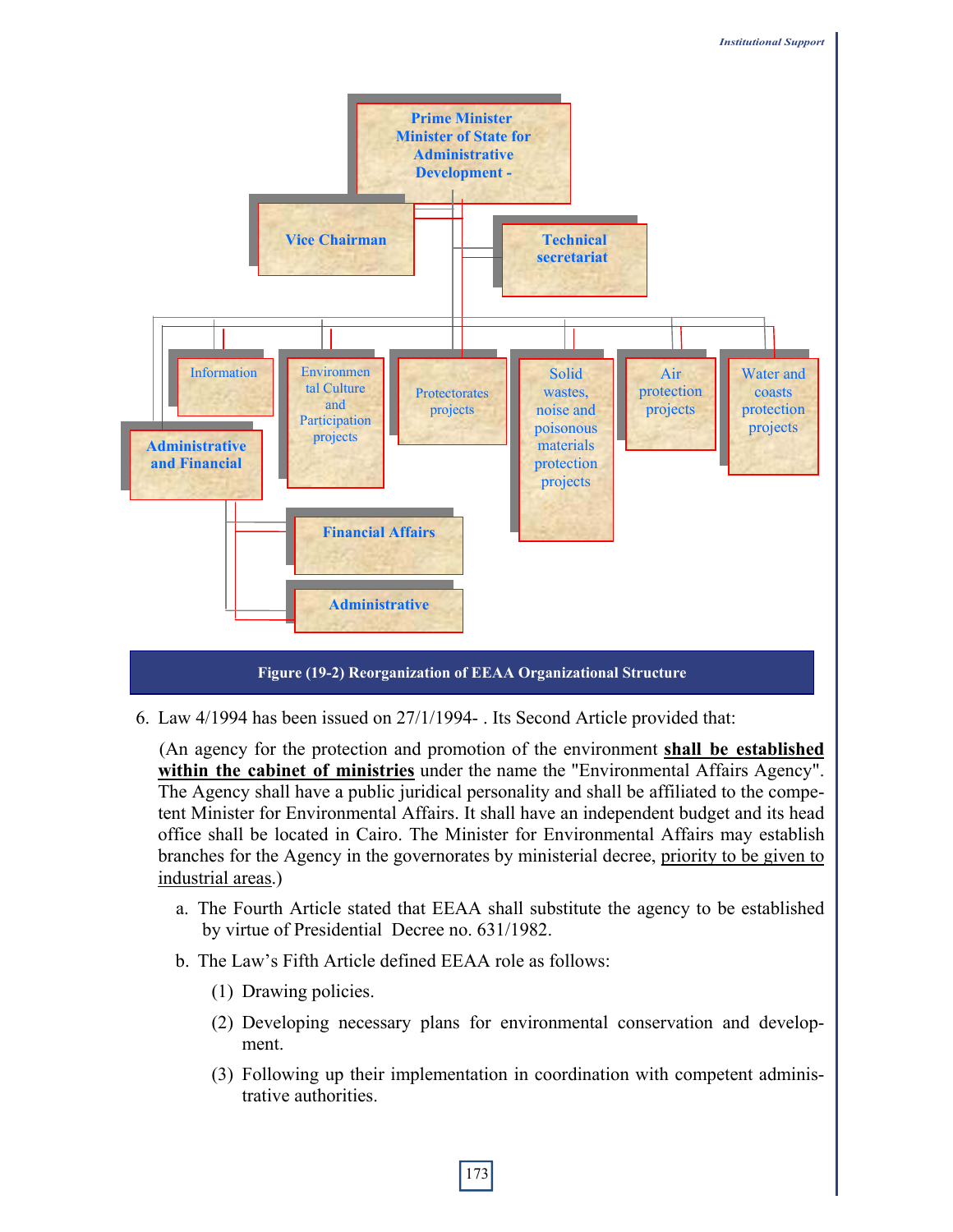Prime Minister
Minister of State for Administrative Development -

Vice Chairman

Technical secretariat

Information

Environmental Culture and Participation projects

Protectorates projects

Solid wastes, noise and poisonous materials protection projects

Air protection projects

Water and coasts protection projects

Administrative and Financial

Financial Affairs

Administrative

**Figure (19-2) Reorganization of EEAA Organizational Structure**

6. Law 4/1994 has been issued on 27/1/1994- . Its Second Article provided that:

   (An agency for the protection and promotion of the environment **shall be established within the cabinet of ministries** under the name the "Environmental Affairs Agency". The Agency shall have a public juridical personality and shall be affiliated to the competent Minister for Environmental Affairs. It shall have an independent budget and its head office shall be located in Cairo. The Minister for Environmental Affairs may establish branches for the Agency in the governorates by ministerial decree, priority to be given to industrial areas.)

   a. The Fourth Article stated that EEAA shall substitute the agency to be established by virtue of Presidential Decree no. 631/1982.

   b. The Law's Fifth Article defined EEAA role as follows:

      (1) Drawing policies.

      (2) Developing necessary plans for environmental conservation and development.

      (3) Following up their implementation in coordination with competent administrative authorities.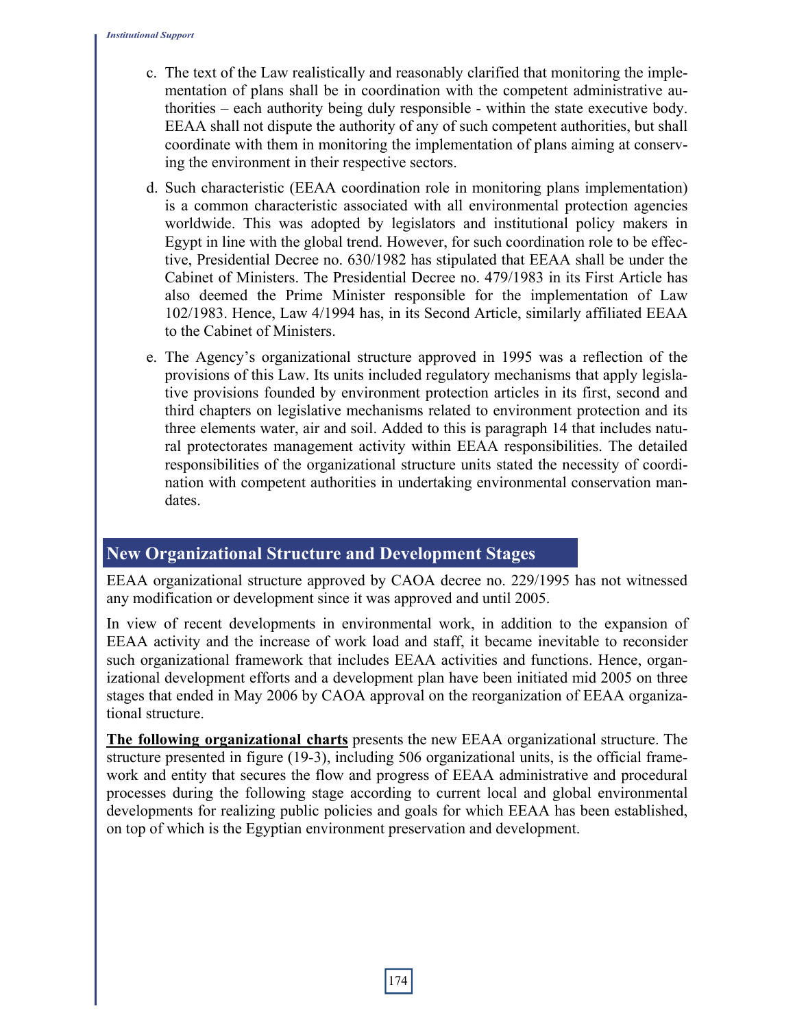c. The text of the Law realistically and reasonably clarified that monitoring the implementation of plans shall be in coordination with the competent administrative authorities – each authority being duly responsible - within the state executive body. EEAA shall not dispute the authority of any of such competent authorities, but shall coordinate with them in monitoring the implementation of plans aiming at conserving the environment in their respective sectors.

d. Such characteristic (EEAA coordination role in monitoring plans implementation) is a common characteristic associated with all environmental protection agencies worldwide. This was adopted by legislators and institutional policy makers in Egypt in line with the global trend. However, for such coordination role to be effective, Presidential Decree no. 630/1982 has stipulated that EEAA shall be under the Cabinet of Ministers. The Presidential Decree no. 479/1983 in its First Article has also deemed the Prime Minister responsible for the implementation of Law 102/1983. Hence, Law 4/1994 has, in its Second Article, similarly affiliated EEAA to the Cabinet of Ministers.

e. The Agency's organizational structure approved in 1995 was a reflection of the provisions of this Law. Its units included regulatory mechanisms that apply legislative provisions founded by environment protection articles in its first, second and third chapters on legislative mechanisms related to environment protection and its three elements water, air and soil. Added to this is paragraph 14 that includes natural protectorates management activity within EEAA responsibilities. The detailed responsibilities of the organizational structure units stated the necessity of coordination with competent authorities in undertaking environmental conservation mandates.

## New Organizational Structure and Development Stages

EEAA organizational structure approved by CAOA decree no. 229/1995 has not witnessed any modification or development since it was approved and until 2005.

In view of recent developments in environmental work, in addition to the expansion of EEAA activity and the increase of work load and staff, it became inevitable to reconsider such organizational framework that includes EEAA activities and functions. Hence, organizational development efforts and a development plan have been initiated mid 2005 on three stages that ended in May 2006 by CAOA approval on the reorganization of EEAA organizational structure.

**The following organizational charts** presents the new EEAA organizational structure. The structure presented in figure (19-3), including 506 organizational units, is the official framework and entity that secures the flow and progress of EEAA administrative and procedural processes during the following stage according to current local and global environmental developments for realizing public policies and goals for which EEAA has been established, on top of which is the Egyptian environment preservation and development.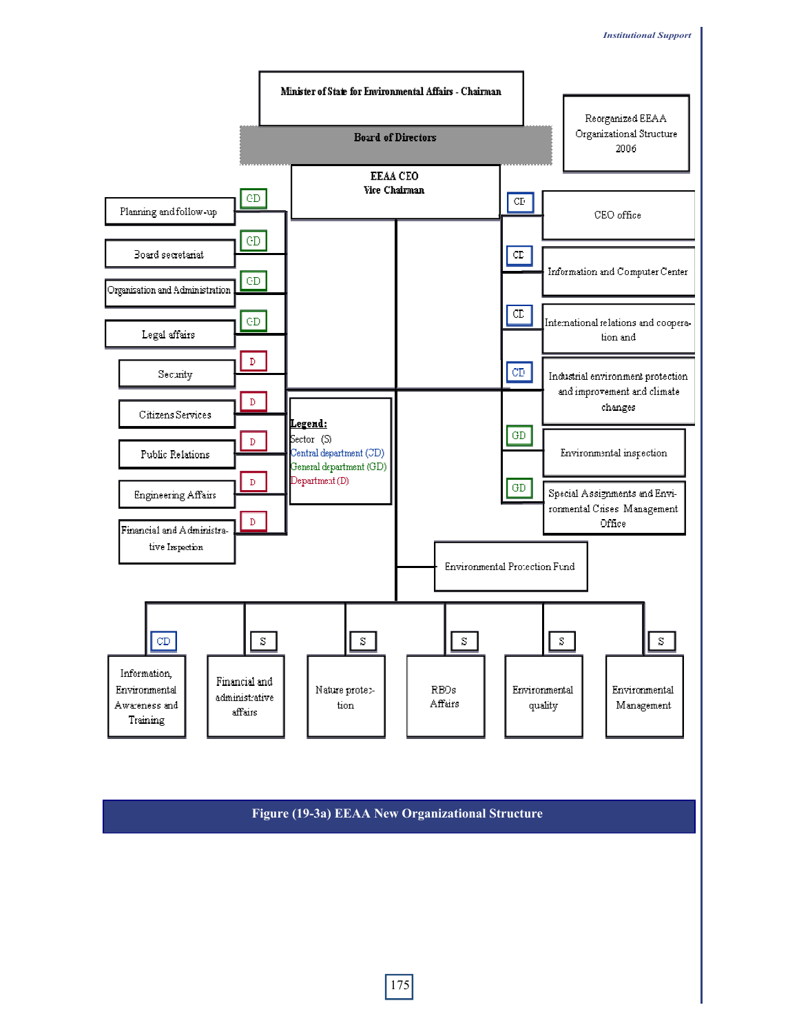Minister of State for Environmental Affairs - Chairman

Board of Directors

Reorganized EEAA Organizational Structure 2006

EEAA CEO
Vice Chairman

- Planning and follow-up (GD)
- Board secretariat (GD)
- Organization and Administration (GD)
- Legal affairs (GD)
- Security (D)
- Citizens Services (D)
- Public Relations (D)
- Engineering Affairs (D)
- Financial and Administrative Inspection (D)

- CEO office (CD)
- Information and Computer Center (CD)
- International relations and cooperation and (CD)
- Industrial environment protection and improvement and climate changes (CD)
- Environmental inspection (GD)
- Special Assignments and Environmental Crises Management Office (GD)

**Legend:**
Sector (S)
Central department (CD)
General department (GD)
Department (D)

Environmental Protection Fund

- Information, Environmental Awareness and Training (CD)
- Financial and administrative affairs (S)
- Nature protection (S)
- RBOs Affairs (S)
- Environmental quality (S)
- Environmental Management (S)

**Figure (19-3a) EEAA New Organizational Structure**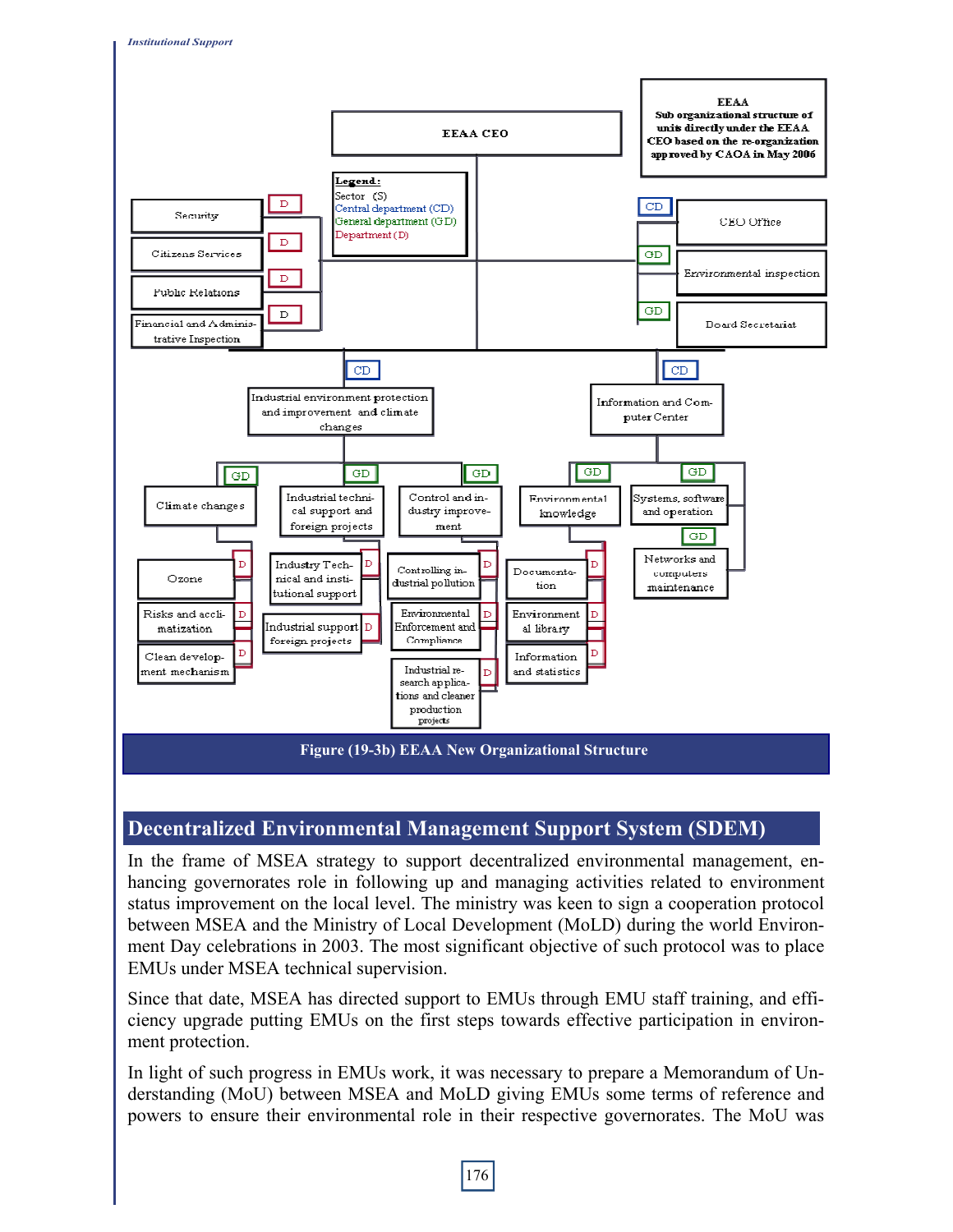**EEAA**
**Sub organizational structure of units directly under the EEAA CEO based on the re-organization approved by CAOA in May 2006**

EEAA CEO

**Legend:**
Sector (S)
Central department (CD)
General department (GD)
Department (D)

- D — Security
- D — Citizens Services
- D — Public Relations
- D — Financial and Administrative Inspection
- CD — CEO Office
- GD — Environmental inspection
- GD — Board Secretariat
- CD — Industrial environment protection and improvement and climate changes
  - GD — Climate changes
    - D — Ozone
    - D — Risks and acclimatization
    - D — Clean development mechanism
  - GD — Industrial technical support and foreign projects
    - D — Industry Technical and institutional support
    - D — Industrial support foreign projects
  - GD — Control and industry improvement
    - D — Controlling industrial pollution
    - D — Environmental Enforcement and Compliance
    - D — Industrial research applications and cleaner production projects
- CD — Information and Computer Center
  - GD — Environmental knowledge
    - D — Documentation
    - D — Environmental library
    - D — Information and statistics
  - GD — Systems, software and operation
  - GD — Networks and computers maintenance

Figure (19-3b) EEAA New Organizational Structure

## Decentralized Environmental Management Support System (SDEM)

In the frame of MSEA strategy to support decentralized environmental management, enhancing governorates role in following up and managing activities related to environment status improvement on the local level. The ministry was keen to sign a cooperation protocol between MSEA and the Ministry of Local Development (MoLD) during the world Environment Day celebrations in 2003. The most significant objective of such protocol was to place EMUs under MSEA technical supervision.

Since that date, MSEA has directed support to EMUs through EMU staff training, and efficiency upgrade putting EMUs on the first steps towards effective participation in environment protection.

In light of such progress in EMUs work, it was necessary to prepare a Memorandum of Understanding (MoU) between MSEA and MoLD giving EMUs some terms of reference and powers to ensure their environmental role in their respective governorates. The MoU was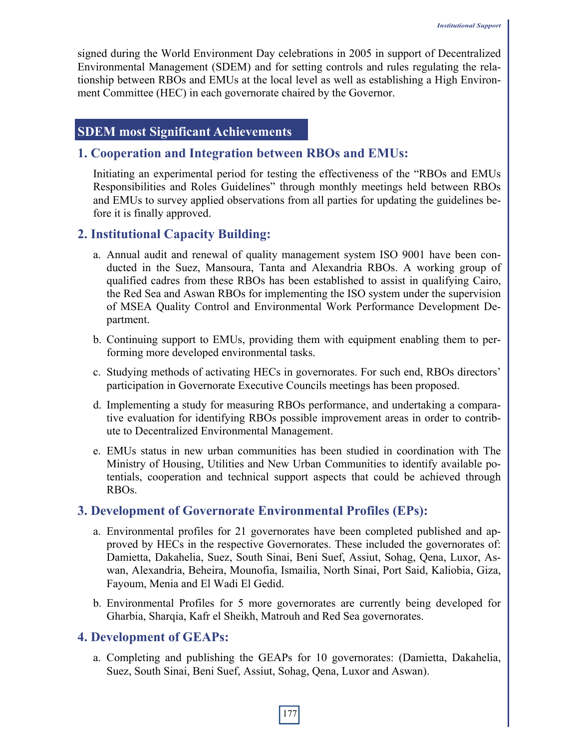signed during the World Environment Day celebrations in 2005 in support of Decentralized Environmental Management (SDEM) and for setting controls and rules regulating the relationship between RBOs and EMUs at the local level as well as establishing a High Environment Committee (HEC) in each governorate chaired by the Governor.

## SDEM most Significant Achievements

### 1. Cooperation and Integration between RBOs and EMUs:

Initiating an experimental period for testing the effectiveness of the “RBOs and EMUs Responsibilities and Roles Guidelines” through monthly meetings held between RBOs and EMUs to survey applied observations from all parties for updating the guidelines before it is finally approved.

### 2. Institutional Capacity Building:

a. Annual audit and renewal of quality management system ISO 9001 have been conducted in the Suez, Mansoura, Tanta and Alexandria RBOs. A working group of qualified cadres from these RBOs has been established to assist in qualifying Cairo, the Red Sea and Aswan RBOs for implementing the ISO system under the supervision of MSEA Quality Control and Environmental Work Performance Development Department.

b. Continuing support to EMUs, providing them with equipment enabling them to performing more developed environmental tasks.

c. Studying methods of activating HECs in governorates. For such end, RBOs directors’ participation in Governorate Executive Councils meetings has been proposed.

d. Implementing a study for measuring RBOs performance, and undertaking a comparative evaluation for identifying RBOs possible improvement areas in order to contribute to Decentralized Environmental Management.

e. EMUs status in new urban communities has been studied in coordination with The Ministry of Housing, Utilities and New Urban Communities to identify available potentials, cooperation and technical support aspects that could be achieved through RBOs.

### 3. Development of Governorate Environmental Profiles (EPs):

a. Environmental profiles for 21 governorates have been completed published and approved by HECs in the respective Governorates. These included the governorates of: Damietta, Dakahelia, Suez, South Sinai, Beni Suef, Assiut, Sohag, Qena, Luxor, Aswan, Alexandria, Beheira, Mounofia, Ismailia, North Sinai, Port Said, Kaliobia, Giza, Fayoum, Menia and El Wadi El Gedid.

b. Environmental Profiles for 5 more governorates are currently being developed for Gharbia, Sharqia, Kafr el Sheikh, Matrouh and Red Sea governorates.

### 4. Development of GEAPs:

a. Completing and publishing the GEAPs for 10 governorates: (Damietta, Dakahelia, Suez, South Sinai, Beni Suef, Assiut, Sohag, Qena, Luxor and Aswan).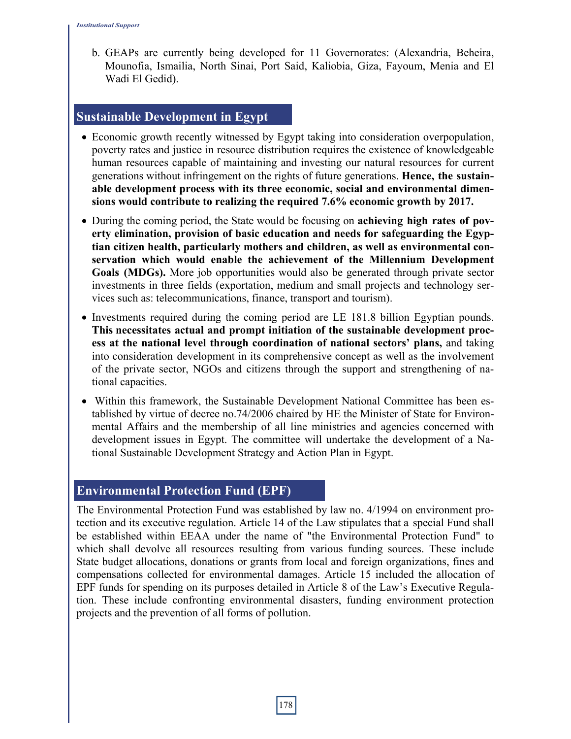b. GEAPs are currently being developed for 11 Governorates: (Alexandria, Beheira, Mounofia, Ismailia, North Sinai, Port Said, Kaliobia, Giza, Fayoum, Menia and El Wadi El Gedid).

## Sustainable Development in Egypt

- Economic growth recently witnessed by Egypt taking into consideration overpopulation, poverty rates and justice in resource distribution requires the existence of knowledgeable human resources capable of maintaining and investing our natural resources for current generations without infringement on the rights of future generations. **Hence, the sustainable development process with its three economic, social and environmental dimensions would contribute to realizing the required 7.6% economic growth by 2017.**
- During the coming period, the State would be focusing on **achieving high rates of poverty elimination, provision of basic education and needs for safeguarding the Egyptian citizen health, particularly mothers and children, as well as environmental conservation which would enable the achievement of the Millennium Development Goals (MDGs).** More job opportunities would also be generated through private sector investments in three fields (exportation, medium and small projects and technology services such as: telecommunications, finance, transport and tourism).
- Investments required during the coming period are LE 181.8 billion Egyptian pounds. **This necessitates actual and prompt initiation of the sustainable development process at the national level through coordination of national sectors' plans,** and taking into consideration development in its comprehensive concept as well as the involvement of the private sector, NGOs and citizens through the support and strengthening of national capacities.
- Within this framework, the Sustainable Development National Committee has been established by virtue of decree no.74/2006 chaired by HE the Minister of State for Environmental Affairs and the membership of all line ministries and agencies concerned with development issues in Egypt. The committee will undertake the development of a National Sustainable Development Strategy and Action Plan in Egypt.

## Environmental Protection Fund (EPF)

The Environmental Protection Fund was established by law no. 4/1994 on environment protection and its executive regulation. Article 14 of the Law stipulates that a special Fund shall be established within EEAA under the name of "the Environmental Protection Fund" to which shall devolve all resources resulting from various funding sources. These include State budget allocations, donations or grants from local and foreign organizations, fines and compensations collected for environmental damages. Article 15 included the allocation of EPF funds for spending on its purposes detailed in Article 8 of the Law's Executive Regulation. These include confronting environmental disasters, funding environment protection projects and the prevention of all forms of pollution.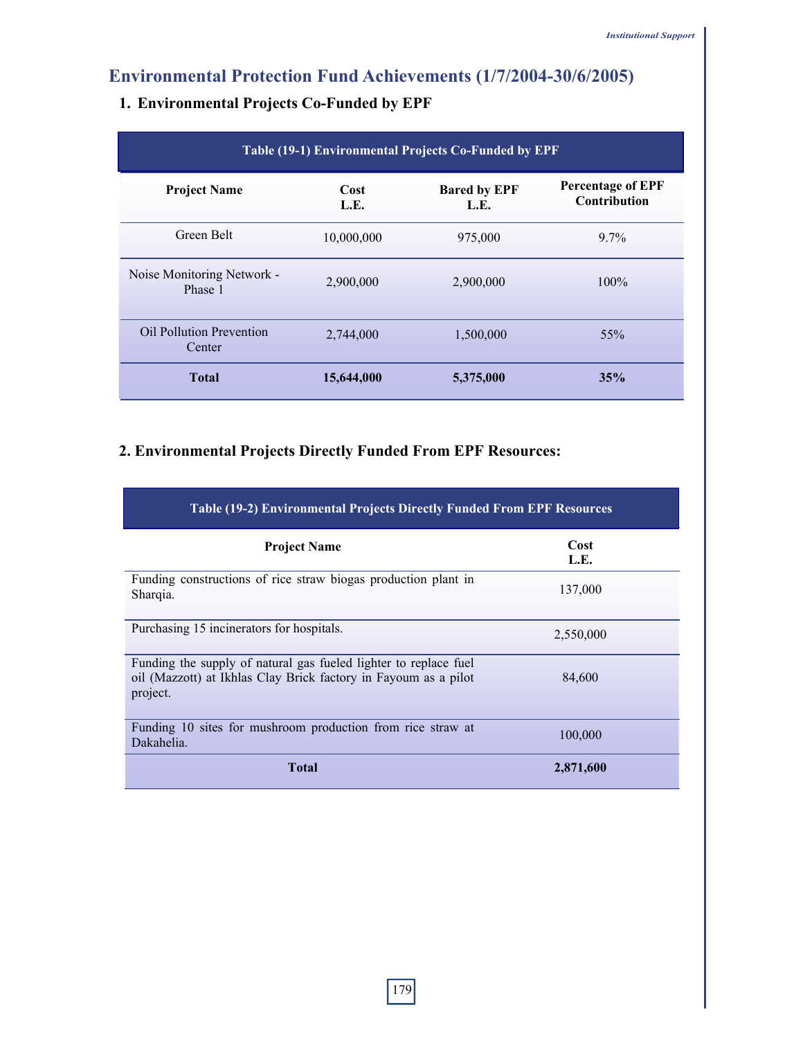## Environmental Protection Fund Achievements (1/7/2004-30/6/2005)

### 1. Environmental Projects Co-Funded by EPF

**Table (19-1) Environmental Projects Co-Funded by EPF**

| Project Name | Cost L.E. | Bared by EPF L.E. | Percentage of EPF Contribution |
|---|---|---|---|
| Green Belt | 10,000,000 | 975,000 | 9.7% |
| Noise Monitoring Network - Phase 1 | 2,900,000 | 2,900,000 | 100% |
| Oil Pollution Prevention Center | 2,744,000 | 1,500,000 | 55% |
| **Total** | **15,644,000** | **5,375,000** | **35%** |

### 2. Environmental Projects Directly Funded From EPF Resources:

**Table (19-2) Environmental Projects Directly Funded From EPF Resources**

| Project Name | Cost L.E. |
|---|---|
| Funding constructions of rice straw biogas production plant in Sharqia. | 137,000 |
| Purchasing 15 incinerators for hospitals. | 2,550,000 |
| Funding the supply of natural gas fueled lighter to replace fuel oil (Mazzott) at Ikhlas Clay Brick factory in Fayoum as a pilot project. | 84,600 |
| Funding 10 sites for mushroom production from rice straw at Dakahelia. | 100,000 |
| **Total** | **2,871,600** |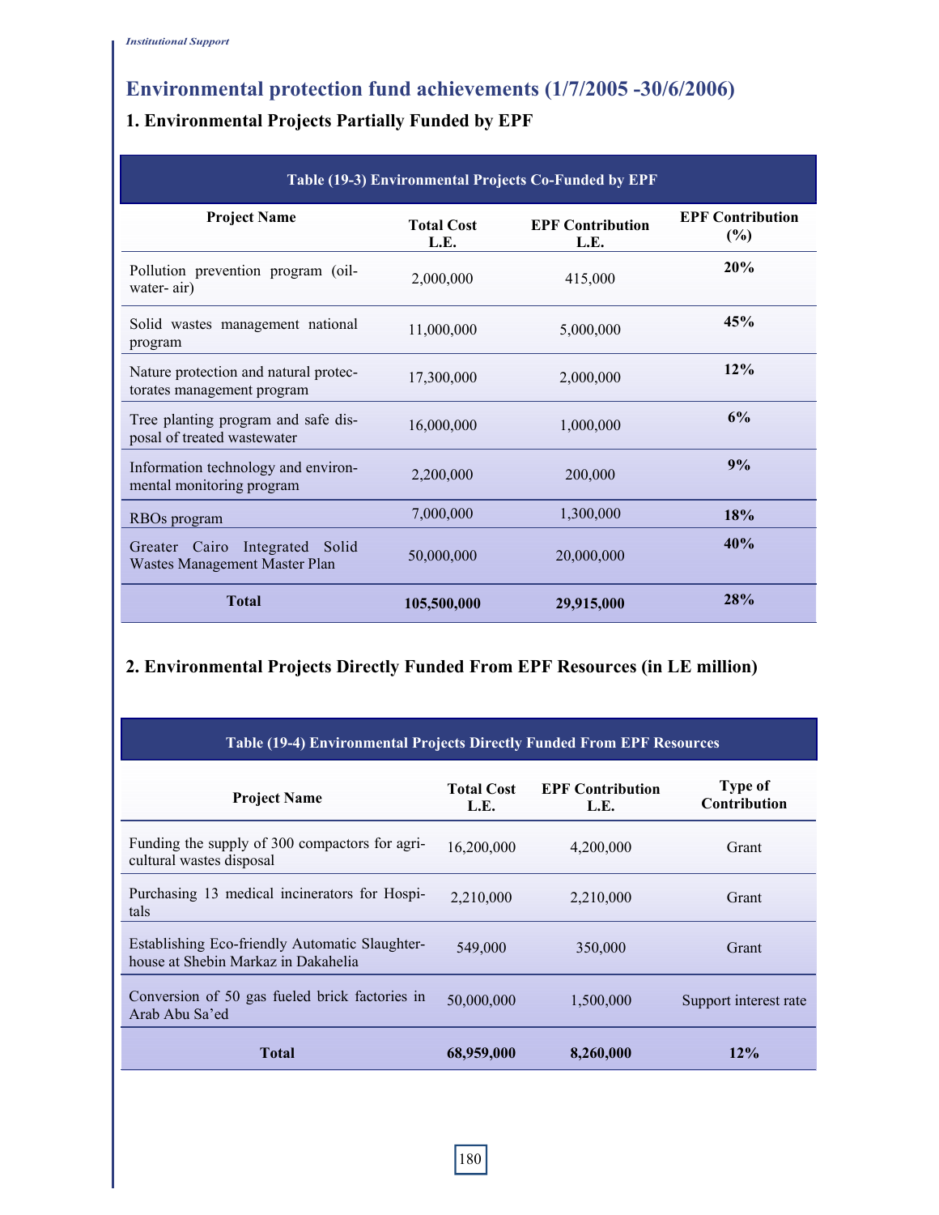# Environmental protection fund achievements (1/7/2005 -30/6/2006)

## 1. Environmental Projects Partially Funded by EPF

**Table (19-3) Environmental Projects Co-Funded by EPF**

| Project Name | Total Cost L.E. | EPF Contribution L.E. | EPF Contribution (%) |
|---|---|---|---|
| Pollution prevention program (oil-water- air) | 2,000,000 | 415,000 | **20%** |
| Solid wastes management national program | 11,000,000 | 5,000,000 | **45%** |
| Nature protection and natural protectorates management program | 17,300,000 | 2,000,000 | **12%** |
| Tree planting program and safe disposal of treated wastewater | 16,000,000 | 1,000,000 | **6%** |
| Information technology and environmental monitoring program | 2,200,000 | 200,000 | **9%** |
| RBOs program | 7,000,000 | 1,300,000 | **18%** |
| Greater Cairo Integrated Solid Wastes Management Master Plan | 50,000,000 | 20,000,000 | **40%** |
| **Total** | **105,500,000** | **29,915,000** | **28%** |

## 2. Environmental Projects Directly Funded From EPF Resources (in LE million)

**Table (19-4) Environmental Projects Directly Funded From EPF Resources**

| Project Name | Total Cost L.E. | EPF Contribution L.E. | Type of Contribution |
|---|---|---|---|
| Funding the supply of 300 compactors for agricultural wastes disposal | 16,200,000 | 4,200,000 | Grant |
| Purchasing 13 medical incinerators for Hospitals | 2,210,000 | 2,210,000 | Grant |
| Establishing Eco-friendly Automatic Slaughterhouse at Shebin Markaz in Dakahelia | 549,000 | 350,000 | Grant |
| Conversion of 50 gas fueled brick factories in Arab Abu Sa'ed | 50,000,000 | 1,500,000 | Support interest rate |
| **Total** | **68,959,000** | **8,260,000** | **12%** |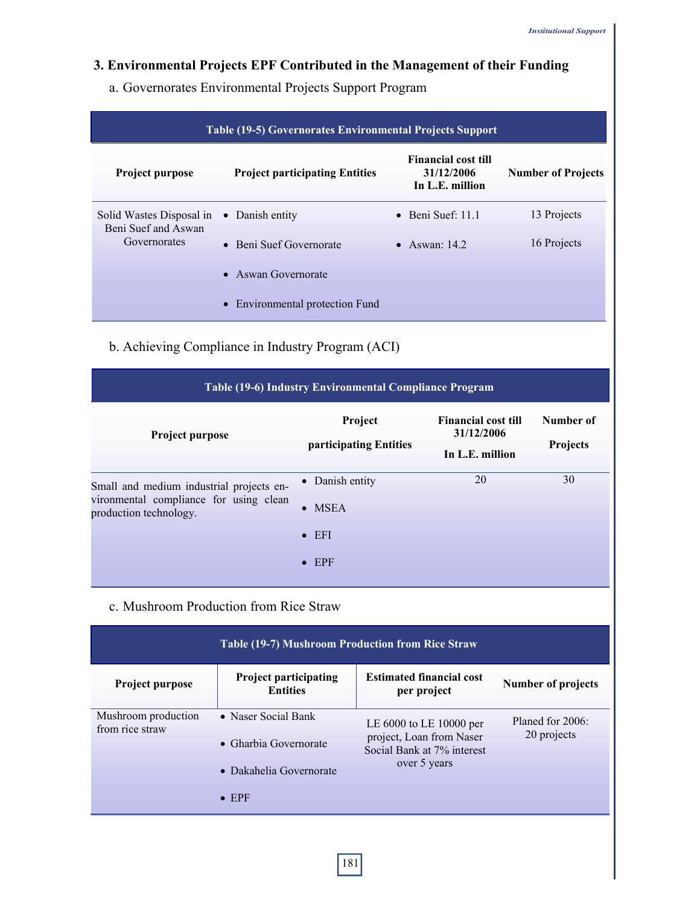### 3. Environmental Projects EPF Contributed in the Management of their Funding

a. Governorates Environmental Projects Support Program

**Table (19-5) Governorates Environmental Projects Support**

| Project purpose | Project participating Entities | Financial cost till 31/12/2006 In L.E. million | Number of Projects |
|---|---|---|---|
| Solid Wastes Disposal in Beni Suef and Aswan Governorates | • Danish entity<br>• Beni Suef Governorate<br>• Aswan Governorate<br>• Environmental protection Fund | • Beni Suef: 11.1<br>• Aswan: 14.2 | 13 Projects<br>16 Projects |

b. Achieving Compliance in Industry Program (ACI)

**Table (19-6) Industry Environmental Compliance Program**

| Project purpose | Project participating Entities | Financial cost till 31/12/2006 In L.E. million | Number of Projects |
|---|---|---|---|
| Small and medium industrial projects environmental compliance for using clean production technology. | • Danish entity<br>• MSEA<br>• EFI<br>• EPF | 20 | 30 |

c. Mushroom Production from Rice Straw

**Table (19-7) Mushroom Production from Rice Straw**

| Project purpose | Project participating Entities | Estimated financial cost per project | Number of projects |
|---|---|---|---|
| Mushroom production from rice straw | • Naser Social Bank<br>• Gharbia Governorate<br>• Dakahelia Governorate<br>• EPF | LE 6000 to LE 10000 per project, Loan from Naser Social Bank at 7% interest over 5 years | Planed for 2006: 20 projects |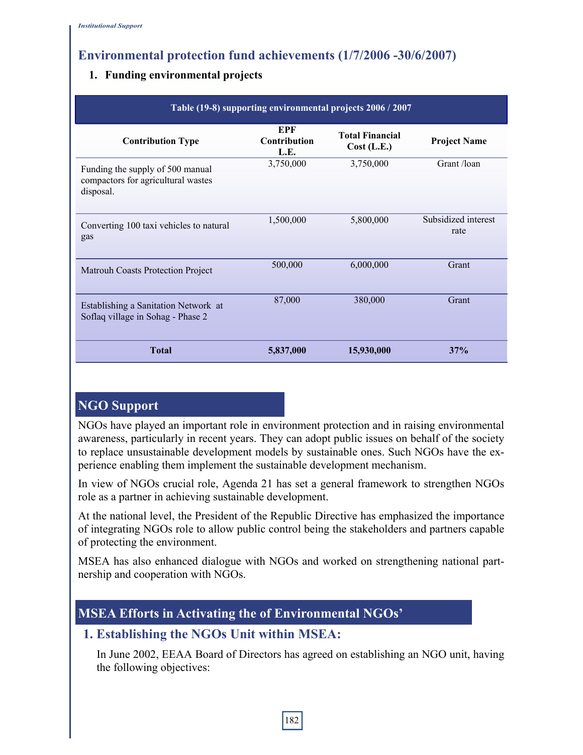## Environmental protection fund achievements (1/7/2006 -30/6/2007)

### 1. Funding environmental projects

Table (19-8) supporting environmental projects 2006 / 2007

| Contribution Type | EPF Contribution L.E. | Total Financial Cost (L.E.) | Project Name |
|---|---|---|---|
| Funding the supply of 500 manual compactors for agricultural wastes disposal. | 3,750,000 | 3,750,000 | Grant /loan |
| Converting 100 taxi vehicles to natural gas | 1,500,000 | 5,800,000 | Subsidized interest rate |
| Matrouh Coasts Protection Project | 500,000 | 6,000,000 | Grant |
| Establishing a Sanitation Network at Soflaq village in Sohag - Phase 2 | 87,000 | 380,000 | Grant |
| **Total** | **5,837,000** | **15,930,000** | **37%** |

## NGO Support

NGOs have played an important role in environment protection and in raising environmental awareness, particularly in recent years. They can adopt public issues on behalf of the society to replace unsustainable development models by sustainable ones. Such NGOs have the experience enabling them implement the sustainable development mechanism.

In view of NGOs crucial role, Agenda 21 has set a general framework to strengthen NGOs role as a partner in achieving sustainable development.

At the national level, the President of the Republic Directive has emphasized the importance of integrating NGOs role to allow public control being the stakeholders and partners capable of protecting the environment.

MSEA has also enhanced dialogue with NGOs and worked on strengthening national partnership and cooperation with NGOs.

## MSEA Efforts in Activating the of Environmental NGOs'

### 1. Establishing the NGOs Unit within MSEA:

In June 2002, EEAA Board of Directors has agreed on establishing an NGO unit, having the following objectives: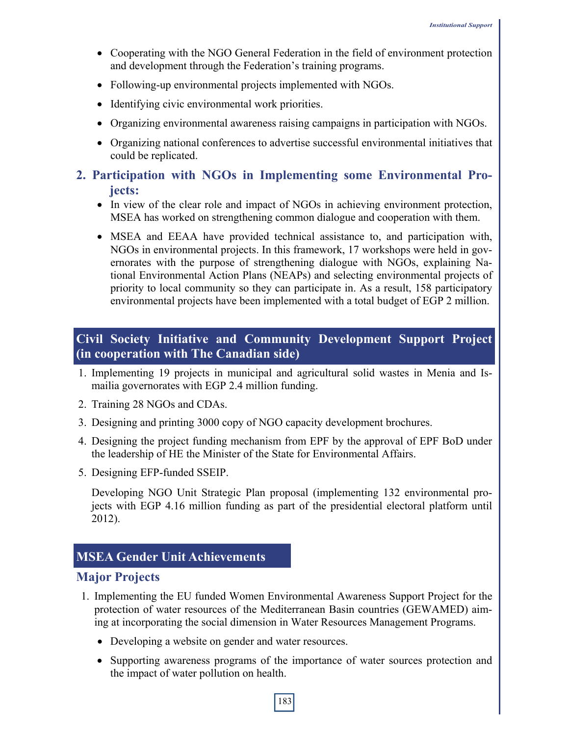- Cooperating with the NGO General Federation in the field of environment protection and development through the Federation's training programs.
- Following-up environmental projects implemented with NGOs.
- Identifying civic environmental work priorities.
- Organizing environmental awareness raising campaigns in participation with NGOs.
- Organizing national conferences to advertise successful environmental initiatives that could be replicated.

### 2. Participation with NGOs in Implementing some Environmental Projects:

- In view of the clear role and impact of NGOs in achieving environment protection, MSEA has worked on strengthening common dialogue and cooperation with them.
- MSEA and EEAA have provided technical assistance to, and participation with, NGOs in environmental projects. In this framework, 17 workshops were held in governorates with the purpose of strengthening dialogue with NGOs, explaining National Environmental Action Plans (NEAPs) and selecting environmental projects of priority to local community so they can participate in. As a result, 158 participatory environmental projects have been implemented with a total budget of EGP 2 million.

## Civil Society Initiative and Community Development Support Project (in cooperation with The Canadian side)

1. Implementing 19 projects in municipal and agricultural solid wastes in Menia and Ismailia governorates with EGP 2.4 million funding.
2. Training 28 NGOs and CDAs.
3. Designing and printing 3000 copy of NGO capacity development brochures.
4. Designing the project funding mechanism from EPF by the approval of EPF BoD under the leadership of HE the Minister of the State for Environmental Affairs.
5. Designing EFP-funded SSEIP.

   Developing NGO Unit Strategic Plan proposal (implementing 132 environmental projects with EGP 4.16 million funding as part of the presidential electoral platform until 2012).

## MSEA Gender Unit Achievements

### Major Projects

1. Implementing the EU funded Women Environmental Awareness Support Project for the protection of water resources of the Mediterranean Basin countries (GEWAMED) aiming at incorporating the social dimension in Water Resources Management Programs.
   - Developing a website on gender and water resources.
   - Supporting awareness programs of the importance of water sources protection and the impact of water pollution on health.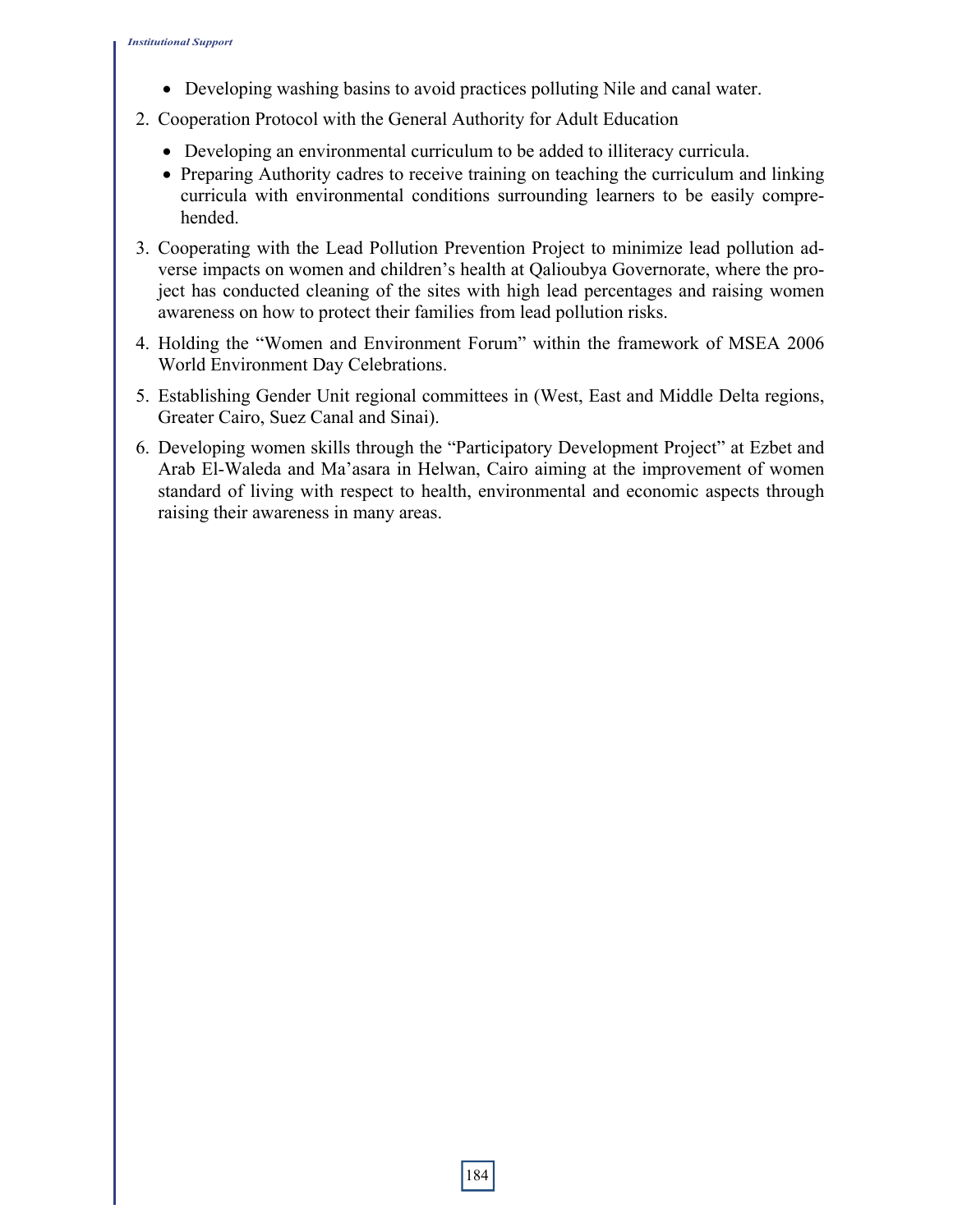- Developing washing basins to avoid practices polluting Nile and canal water.

2. Cooperation Protocol with the General Authority for Adult Education
   - Developing an environmental curriculum to be added to illiteracy curricula.
   - Preparing Authority cadres to receive training on teaching the curriculum and linking curricula with environmental conditions surrounding learners to be easily comprehended.
3. Cooperating with the Lead Pollution Prevention Project to minimize lead pollution adverse impacts on women and children's health at Qalioubya Governorate, where the project has conducted cleaning of the sites with high lead percentages and raising women awareness on how to protect their families from lead pollution risks.
4. Holding the "Women and Environment Forum" within the framework of MSEA 2006 World Environment Day Celebrations.
5. Establishing Gender Unit regional committees in (West, East and Middle Delta regions, Greater Cairo, Suez Canal and Sinai).
6. Developing women skills through the "Participatory Development Project" at Ezbet and Arab El-Waleda and Ma'asara in Helwan, Cairo aiming at the improvement of women standard of living with respect to health, environmental and economic aspects through raising their awareness in many areas.